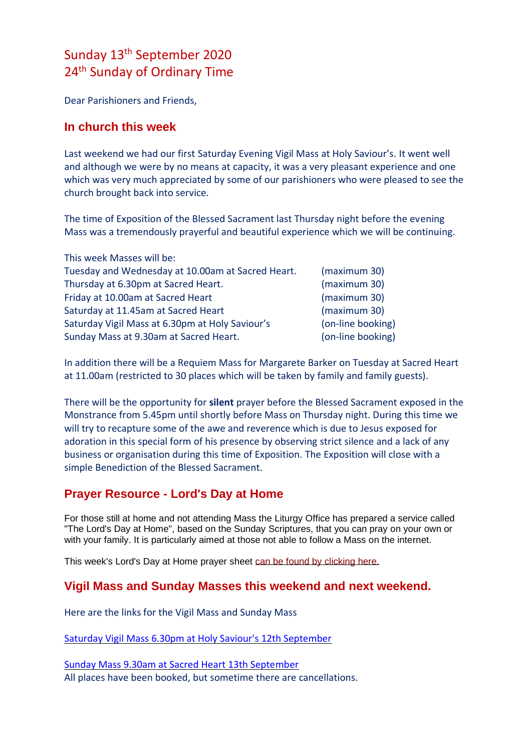# Sunday 13th September 2020
# 24th Sunday of Ordinary Time

Dear Parishioners and Friends,

## In church this week

Last weekend we had our first Saturday Evening Vigil Mass at Holy Saviour's. It went well and although we were by no means at capacity, it was a very pleasant experience and one which was very much appreciated by some of our parishioners who were pleased to see the church brought back into service.

The time of Exposition of the Blessed Sacrament last Thursday night before the evening Mass was a tremendously prayerful and beautiful experience which we will be continuing.

This week Masses will be:

| | |
|---|---|
| Tuesday and Wednesday at 10.00am at Sacred Heart. | (maximum 30) |
| Thursday at 6.30pm at Sacred Heart. | (maximum 30) |
| Friday at 10.00am at Sacred Heart | (maximum 30) |
| Saturday at 11.45am at Sacred Heart | (maximum 30) |
| Saturday Vigil Mass at 6.30pm at Holy Saviour's | (on-line booking) |
| Sunday Mass at 9.30am at Sacred Heart. | (on-line booking) |

In addition there will be a Requiem Mass for Margarete Barker on Tuesday at Sacred Heart at 11.00am (restricted to 30 places which will be taken by family and family guests).

There will be the opportunity for **silent** prayer before the Blessed Sacrament exposed in the Monstrance from 5.45pm until shortly before Mass on Thursday night. During this time we will try to recapture some of the awe and reverence which is due to Jesus exposed for adoration in this special form of his presence by observing strict silence and a lack of any business or organisation during this time of Exposition. The Exposition will close with a simple Benediction of the Blessed Sacrament.

## Prayer Resource - Lord's Day at Home

For those still at home and not attending Mass the Liturgy Office has prepared a service called "The Lord's Day at Home", based on the Sunday Scriptures, that you can pray on your own or with your family. It is particularly aimed at those not able to follow a Mass on the internet.

This week's Lord's Day at Home prayer sheet can be found by clicking here.

## Vigil Mass and Sunday Masses this weekend and next weekend.

Here are the links for the Vigil Mass and Sunday Mass

Saturday Vigil Mass 6.30pm at Holy Saviour's 12th September

Sunday Mass 9.30am at Sacred Heart 13th September
All places have been booked, but sometime there are cancellations.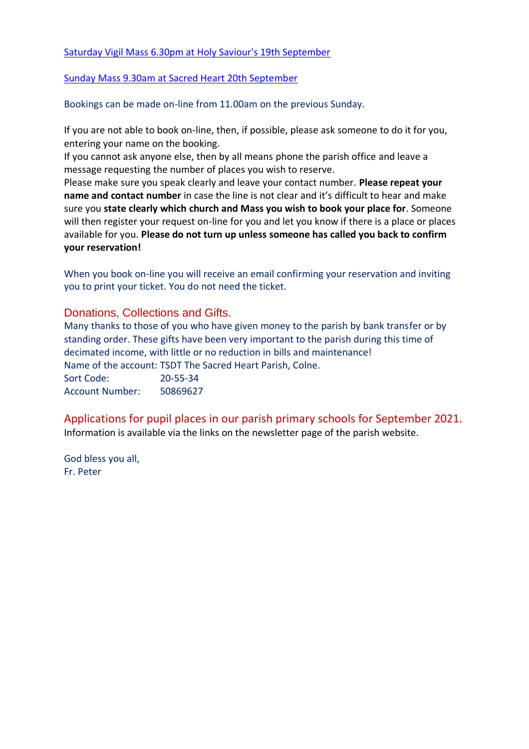Saturday Vigil Mass 6.30pm at Holy Saviour's 19th September

Sunday Mass 9.30am at Sacred Heart 20th September

Bookings can be made on-line from 11.00am on the previous Sunday.

If you are not able to book on-line, then, if possible, please ask someone to do it for you, entering your name on the booking.
If you cannot ask anyone else, then by all means phone the parish office and leave a message requesting the number of places you wish to reserve.
Please make sure you speak clearly and leave your contact number. **Please repeat your name and contact number** in case the line is not clear and it's difficult to hear and make sure you **state clearly which church and Mass you wish to book your place for**. Someone will then register your request on-line for you and let you know if there is a place or places available for you. **Please do not turn up unless someone has called you back to confirm your reservation!**

When you book on-line you will receive an email confirming your reservation and inviting you to print your ticket. You do not need the ticket.

## Donations, Collections and Gifts.

Many thanks to those of you who have given money to the parish by bank transfer or by standing order. These gifts have been very important to the parish during this time of decimated income, with little or no reduction in bills and maintenance!
Name of the account: TSDT The Sacred Heart Parish, Colne.
Sort Code: 20-55-34
Account Number: 50869627

## Applications for pupil places in our parish primary schools for September 2021.

Information is available via the links on the newsletter page of the parish website.

God bless you all,
Fr. Peter